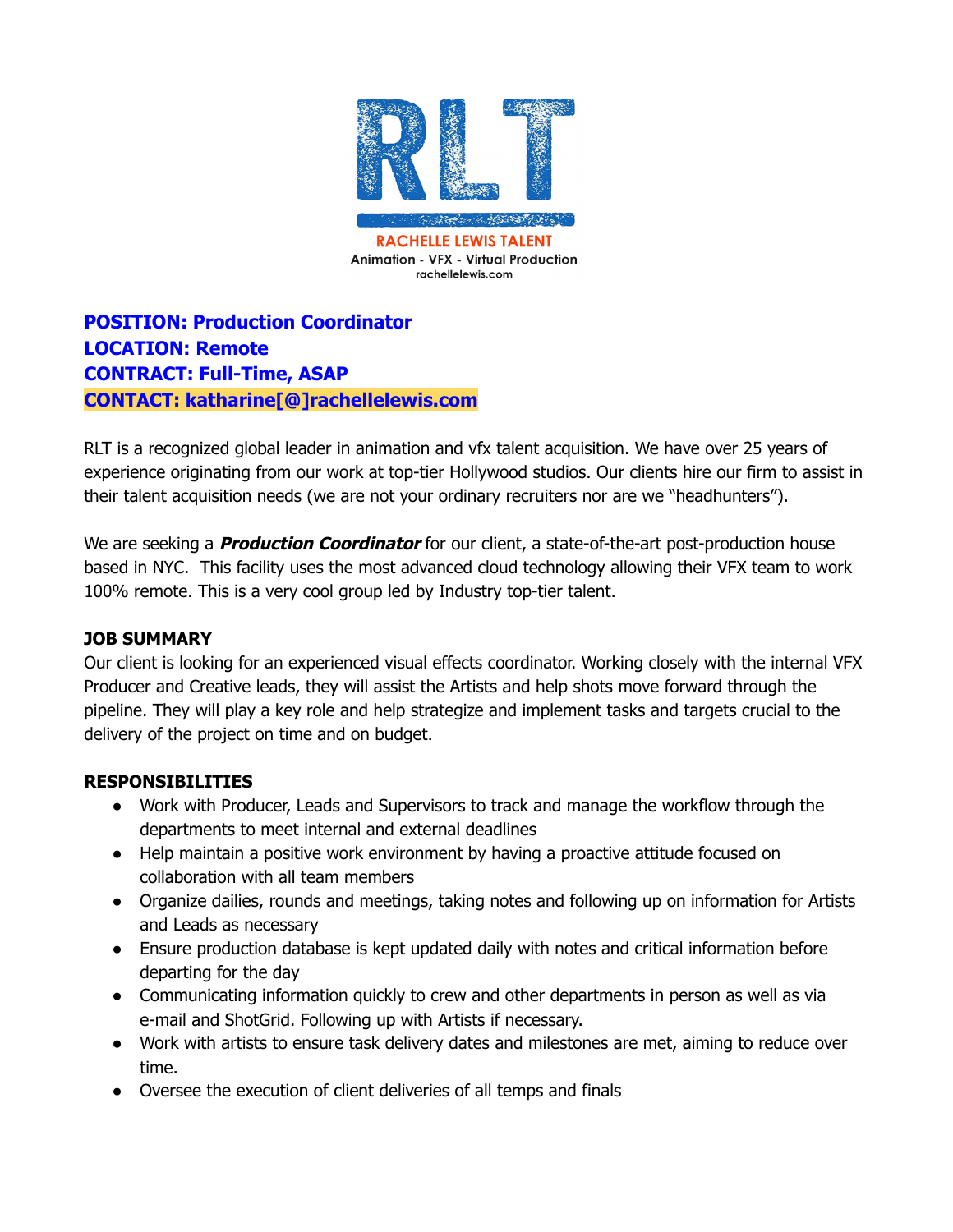RLT

RACHELLE LEWIS TALENT
Animation - VFX - Virtual Production
rachellelewis.com

**POSITION: Production Coordinator**
**LOCATION: Remote**
**CONTRACT: Full-Time, ASAP**
**CONTACT: katharine[@]rachellelewis.com**

RLT is a recognized global leader in animation and vfx talent acquisition. We have over 25 years of experience originating from our work at top-tier Hollywood studios. Our clients hire our firm to assist in their talent acquisition needs (we are not your ordinary recruiters nor are we "headhunters").

We are seeking a ***Production Coordinator*** for our client, a state-of-the-art post-production house based in NYC. This facility uses the most advanced cloud technology allowing their VFX team to work 100% remote. This is a very cool group led by Industry top-tier talent.

**JOB SUMMARY**

Our client is looking for an experienced visual effects coordinator. Working closely with the internal VFX Producer and Creative leads, they will assist the Artists and help shots move forward through the pipeline. They will play a key role and help strategize and implement tasks and targets crucial to the delivery of the project on time and on budget.

**RESPONSIBILITIES**

- Work with Producer, Leads and Supervisors to track and manage the workflow through the departments to meet internal and external deadlines
- Help maintain a positive work environment by having a proactive attitude focused on collaboration with all team members
- Organize dailies, rounds and meetings, taking notes and following up on information for Artists and Leads as necessary
- Ensure production database is kept updated daily with notes and critical information before departing for the day
- Communicating information quickly to crew and other departments in person as well as via e-mail and ShotGrid. Following up with Artists if necessary.
- Work with artists to ensure task delivery dates and milestones are met, aiming to reduce over time.
- Oversee the execution of client deliveries of all temps and finals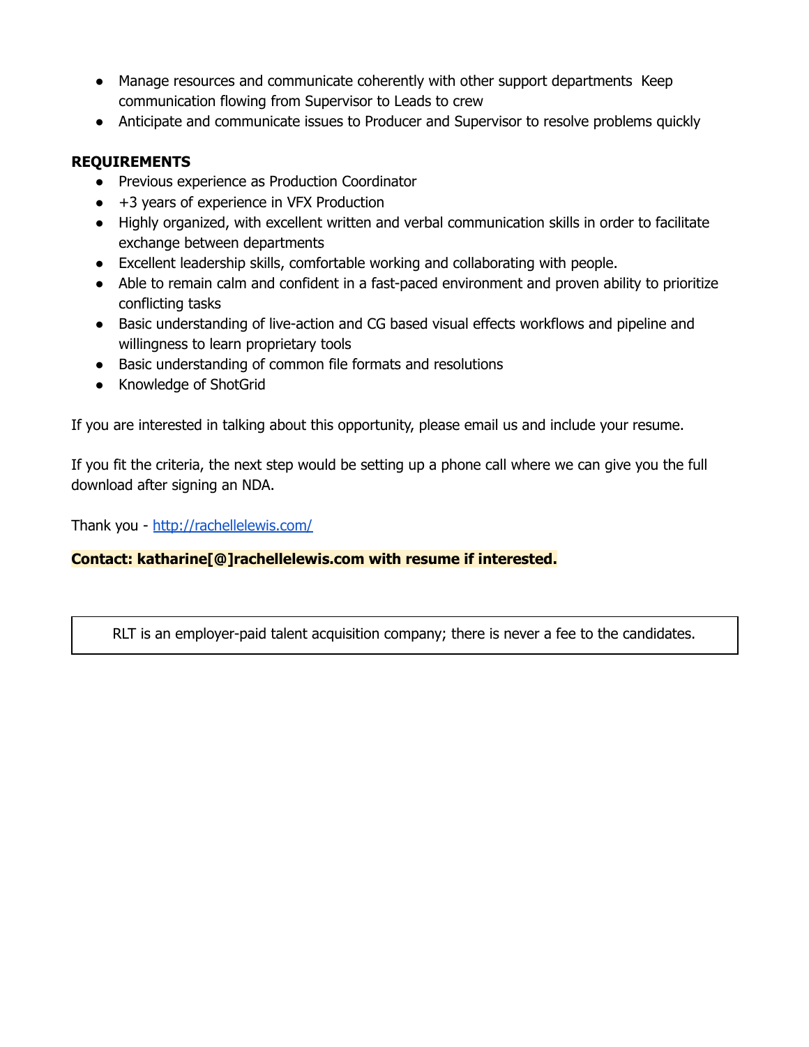- Manage resources and communicate coherently with other support departments  Keep communication flowing from Supervisor to Leads to crew
- Anticipate and communicate issues to Producer and Supervisor to resolve problems quickly

**REQUIREMENTS**

- Previous experience as Production Coordinator
- +3 years of experience in VFX Production
- Highly organized, with excellent written and verbal communication skills in order to facilitate exchange between departments
- Excellent leadership skills, comfortable working and collaborating with people.
- Able to remain calm and confident in a fast-paced environment and proven ability to prioritize conflicting tasks
- Basic understanding of live-action and CG based visual effects workflows and pipeline and willingness to learn proprietary tools
- Basic understanding of common file formats and resolutions
- Knowledge of ShotGrid

If you are interested in talking about this opportunity, please email us and include your resume.

If you fit the criteria, the next step would be setting up a phone call where we can give you the full download after signing an NDA.

Thank you - [http://rachellelewis.com/](http://rachellelewis.com/)

**Contact: katharine[@]rachellelewis.com with resume if interested.**

| |
|---|
| RLT is an employer-paid talent acquisition company; there is never a fee to the candidates. |